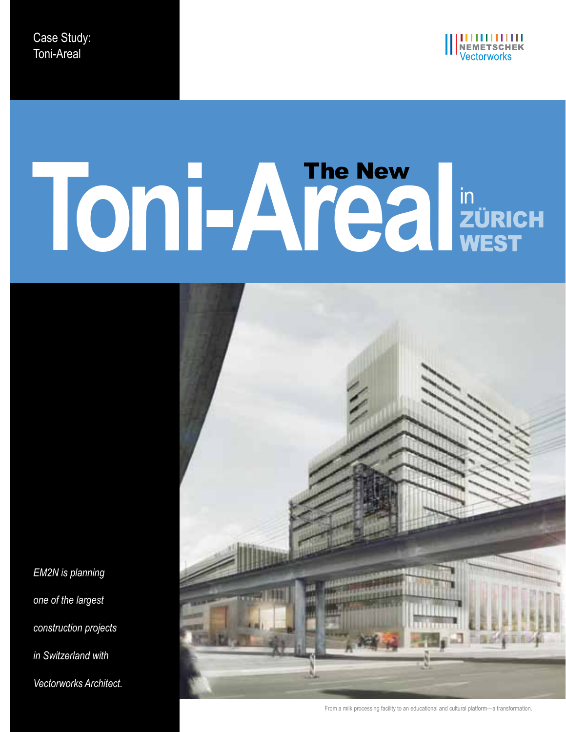Case Study:
Toni-Areal

NEMETSCHEK
Vectorworks

# The New Toni-Areal in ZÜRICH WEST

*EM2N is planning one of the largest construction projects in Switzerland with Vectorworks Architect.*

From a milk processing facility to an educational and cultural platform—a transformation.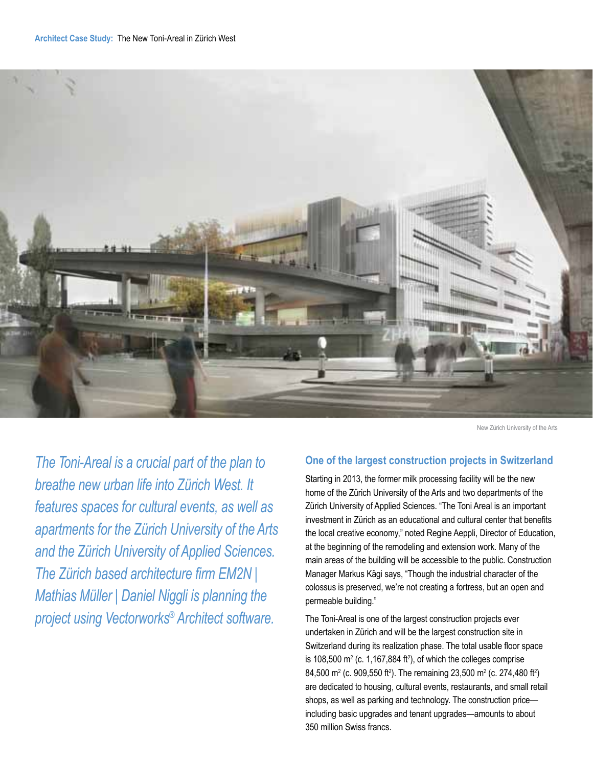New Zürich University of the Arts

*The Toni-Areal is a crucial part of the plan to breathe new urban life into Zürich West. It features spaces for cultural events, as well as apartments for the Zürich University of the Arts and the Zürich University of Applied Sciences. The Zürich based architecture firm EM2N | Mathias Müller | Daniel Niggli is planning the project using Vectorworks® Architect software.*

## One of the largest construction projects in Switzerland

Starting in 2013, the former milk processing facility will be the new home of the Zürich University of the Arts and two departments of the Zürich University of Applied Sciences. "The Toni Areal is an important investment in Zürich as an educational and cultural center that benefits the local creative economy," noted Regine Aeppli, Director of Education, at the beginning of the remodeling and extension work. Many of the main areas of the building will be accessible to the public. Construction Manager Markus Kägi says, "Though the industrial character of the colossus is preserved, we're not creating a fortress, but an open and permeable building."

The Toni-Areal is one of the largest construction projects ever undertaken in Zürich and will be the largest construction site in Switzerland during its realization phase. The total usable floor space is 108,500 m² (c. 1,167,884 ft²), of which the colleges comprise 84,500 m² (c. 909,550 ft²). The remaining 23,500 m² (c. 274,480 ft²) are dedicated to housing, cultural events, restaurants, and small retail shops, as well as parking and technology. The construction price—including basic upgrades and tenant upgrades—amounts to about 350 million Swiss francs.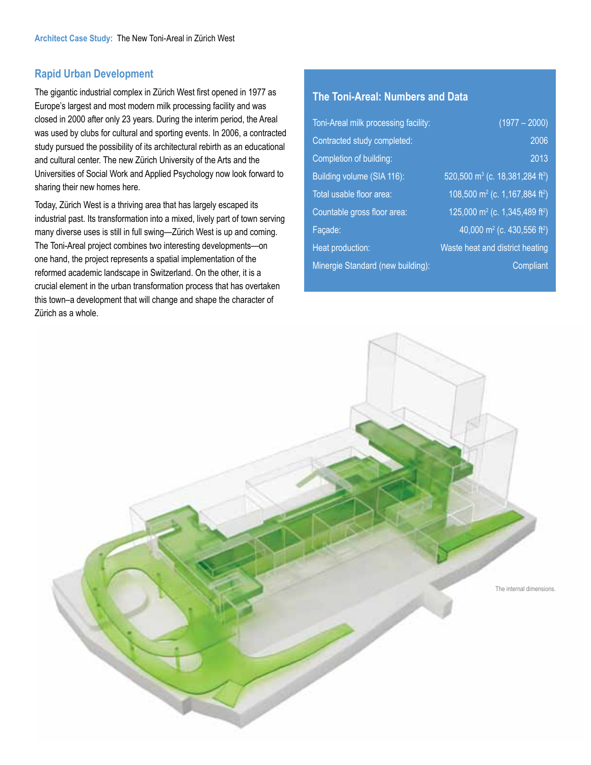## Rapid Urban Development

The gigantic industrial complex in Zürich West first opened in 1977 as Europe's largest and most modern milk processing facility and was closed in 2000 after only 23 years. During the interim period, the Areal was used by clubs for cultural and sporting events. In 2006, a contracted study pursued the possibility of its architectural rebirth as an educational and cultural center. The new Zürich University of the Arts and the Universities of Social Work and Applied Psychology now look forward to sharing their new homes here.

Today, Zürich West is a thriving area that has largely escaped its industrial past. Its transformation into a mixed, lively part of town serving many diverse uses is still in full swing—Zürich West is up and coming. The Toni-Areal project combines two interesting developments—on one hand, the project represents a spatial implementation of the reformed academic landscape in Switzerland. On the other, it is a crucial element in the urban transformation process that has overtaken this town–a development that will change and shape the character of Zürich as a whole.

### The Toni-Areal: Numbers and Data

| | |
|---|---|
| Toni-Areal milk processing facility: | (1977 – 2000) |
| Contracted study completed: | 2006 |
| Completion of building: | 2013 |
| Building volume (SIA 116): | 520,500 m³ (c. 18,381,284 ft³) |
| Total usable floor area: | 108,500 m² (c. 1,167,884 ft²) |
| Countable gross floor area: | 125,000 m² (c. 1,345,489 ft²) |
| Façade: | 40,000 m² (c. 430,556 ft²) |
| Heat production: | Waste heat and district heating |
| Minergie Standard (new building): | Compliant |

The internal dimensions.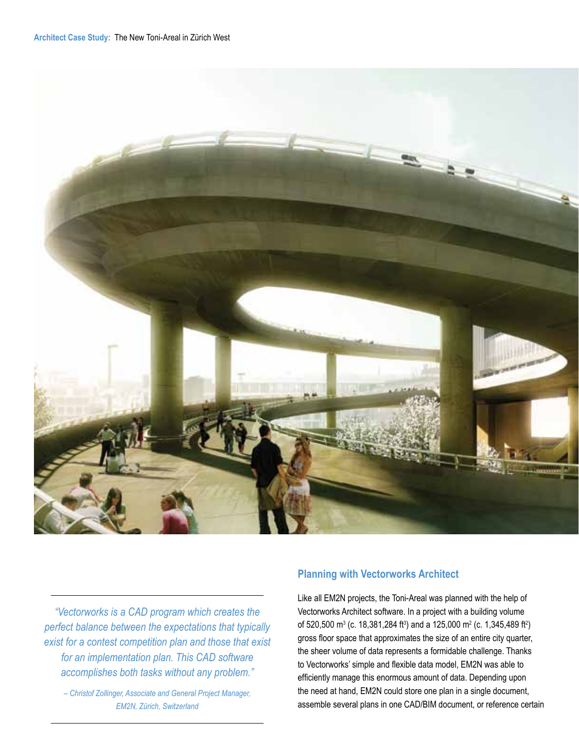> *"Vectorworks is a CAD program which creates the perfect balance between the expectations that typically exist for a contest competition plan and those that exist for an implementation plan. This CAD software accomplishes both tasks without any problem."*
>
> *– Christof Zollinger, Associate and General Project Manager, EM2N, Zürich, Switzerland*

## Planning with Vectorworks Architect

Like all EM2N projects, the Toni-Areal was planned with the help of Vectorworks Architect software. In a project with a building volume of 520,500 m$^3$ (c. 18,381,284 ft$^3$) and a 125,000 m$^2$ (c. 1,345,489 ft$^2$) gross floor space that approximates the size of an entire city quarter, the sheer volume of data represents a formidable challenge. Thanks to Vectorworks' simple and flexible data model, EM2N was able to efficiently manage this enormous amount of data. Depending upon the need at hand, EM2N could store one plan in a single document, assemble several plans in one CAD/BIM document, or reference certain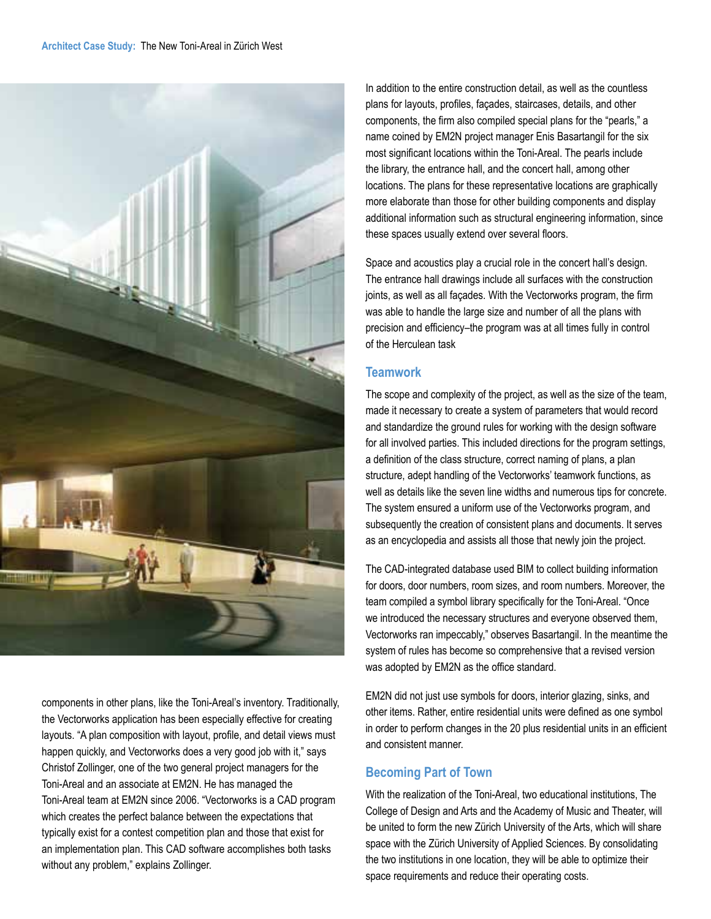components in other plans, like the Toni-Areal's inventory. Traditionally, the Vectorworks application has been especially effective for creating layouts. "A plan composition with layout, profile, and detail views must happen quickly, and Vectorworks does a very good job with it," says Christof Zollinger, one of the two general project managers for the Toni-Areal and an associate at EM2N. He has managed the Toni-Areal team at EM2N since 2006. "Vectorworks is a CAD program which creates the perfect balance between the expectations that typically exist for a contest competition plan and those that exist for an implementation plan. This CAD software accomplishes both tasks without any problem," explains Zollinger.

In addition to the entire construction detail, as well as the countless plans for layouts, profiles, façades, staircases, details, and other components, the firm also compiled special plans for the "pearls," a name coined by EM2N project manager Enis Basartangil for the six most significant locations within the Toni-Areal. The pearls include the library, the entrance hall, and the concert hall, among other locations. The plans for these representative locations are graphically more elaborate than those for other building components and display additional information such as structural engineering information, since these spaces usually extend over several floors.

Space and acoustics play a crucial role in the concert hall's design. The entrance hall drawings include all surfaces with the construction joints, as well as all façades. With the Vectorworks program, the firm was able to handle the large size and number of all the plans with precision and efficiency–the program was at all times fully in control of the Herculean task

## Teamwork

The scope and complexity of the project, as well as the size of the team, made it necessary to create a system of parameters that would record and standardize the ground rules for working with the design software for all involved parties. This included directions for the program settings, a definition of the class structure, correct naming of plans, a plan structure, adept handling of the Vectorworks' teamwork functions, as well as details like the seven line widths and numerous tips for concrete. The system ensured a uniform use of the Vectorworks program, and subsequently the creation of consistent plans and documents. It serves as an encyclopedia and assists all those that newly join the project.

The CAD-integrated database used BIM to collect building information for doors, door numbers, room sizes, and room numbers. Moreover, the team compiled a symbol library specifically for the Toni-Areal. "Once we introduced the necessary structures and everyone observed them, Vectorworks ran impeccably," observes Basartangil. In the meantime the system of rules has become so comprehensive that a revised version was adopted by EM2N as the office standard.

EM2N did not just use symbols for doors, interior glazing, sinks, and other items. Rather, entire residential units were defined as one symbol in order to perform changes in the 20 plus residential units in an efficient and consistent manner.

## Becoming Part of Town

With the realization of the Toni-Areal, two educational institutions, The College of Design and Arts and the Academy of Music and Theater, will be united to form the new Zürich University of the Arts, which will share space with the Zürich University of Applied Sciences. By consolidating the two institutions in one location, they will be able to optimize their space requirements and reduce their operating costs.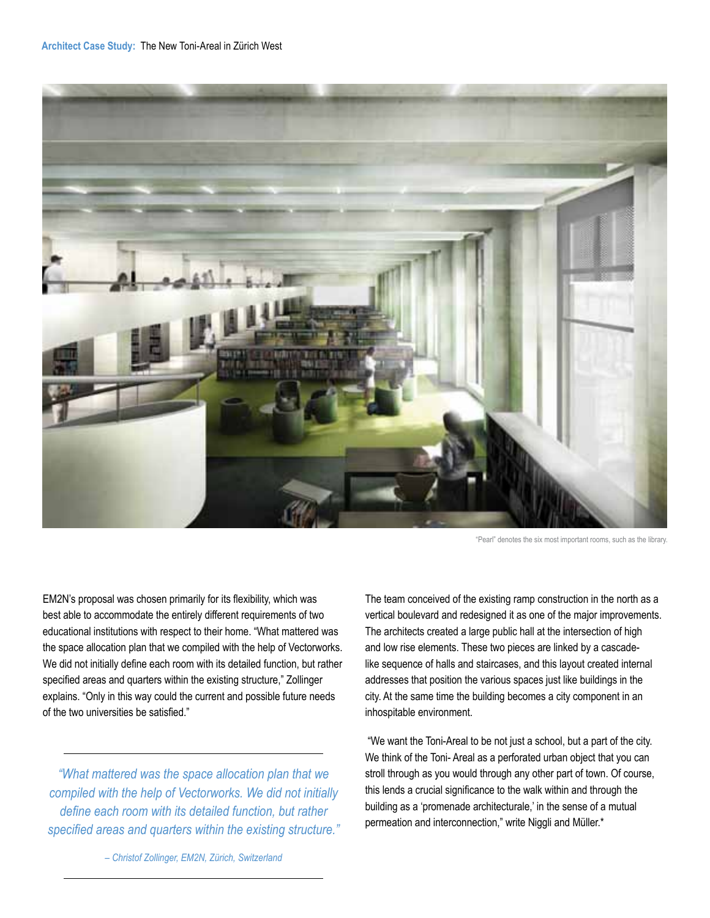"Pearl" denotes the six most important rooms, such as the library.

EM2N's proposal was chosen primarily for its flexibility, which was best able to accommodate the entirely different requirements of two educational institutions with respect to their home. "What mattered was the space allocation plan that we compiled with the help of Vectorworks. We did not initially define each room with its detailed function, but rather specified areas and quarters within the existing structure," Zollinger explains. "Only in this way could the current and possible future needs of the two universities be satisfied."

> *"What mattered was the space allocation plan that we compiled with the help of Vectorworks. We did not initially define each room with its detailed function, but rather specified areas and quarters within the existing structure."*
>
> *– Christof Zollinger, EM2N, Zürich, Switzerland*

The team conceived of the existing ramp construction in the north as a vertical boulevard and redesigned it as one of the major improvements. The architects created a large public hall at the intersection of high and low rise elements. These two pieces are linked by a cascade-like sequence of halls and staircases, and this layout created internal addresses that position the various spaces just like buildings in the city. At the same time the building becomes a city component in an inhospitable environment.

"We want the Toni-Areal to be not just a school, but a part of the city. We think of the Toni- Areal as a perforated urban object that you can stroll through as you would through any other part of town. Of course, this lends a crucial significance to the walk within and through the building as a 'promenade architecturale,' in the sense of a mutual permeation and interconnection," write Niggli and Müller.*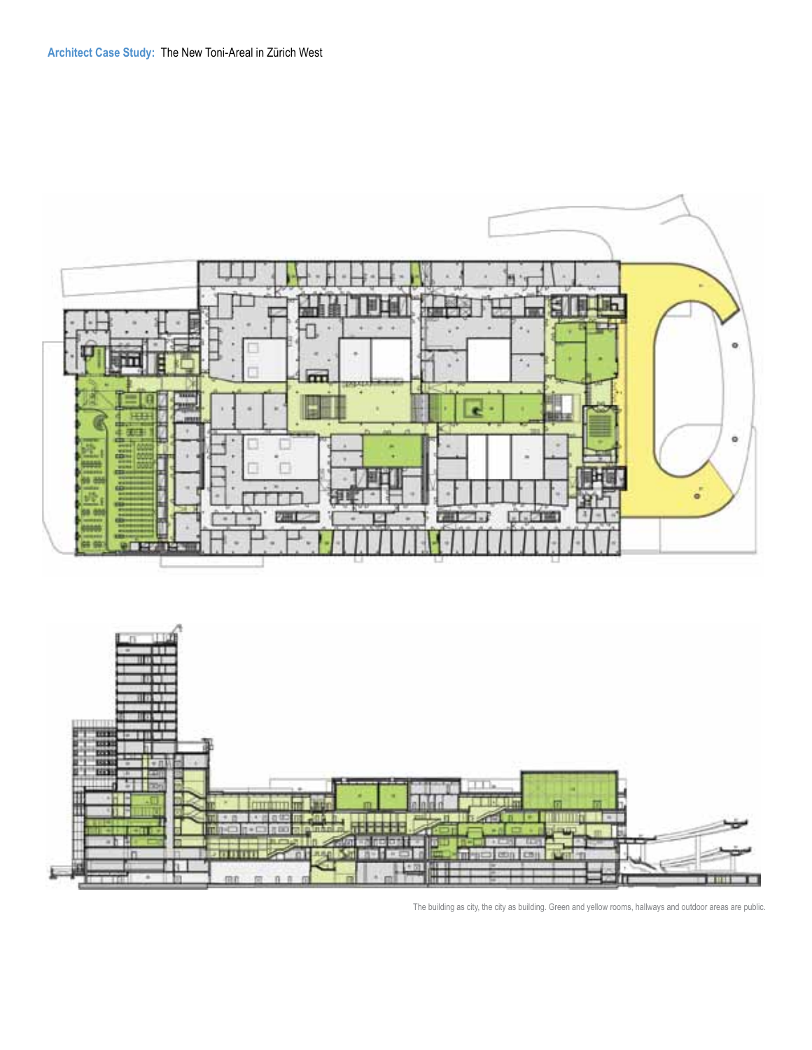The building as city, the city as building. Green and yellow rooms, hallways and outdoor areas are public.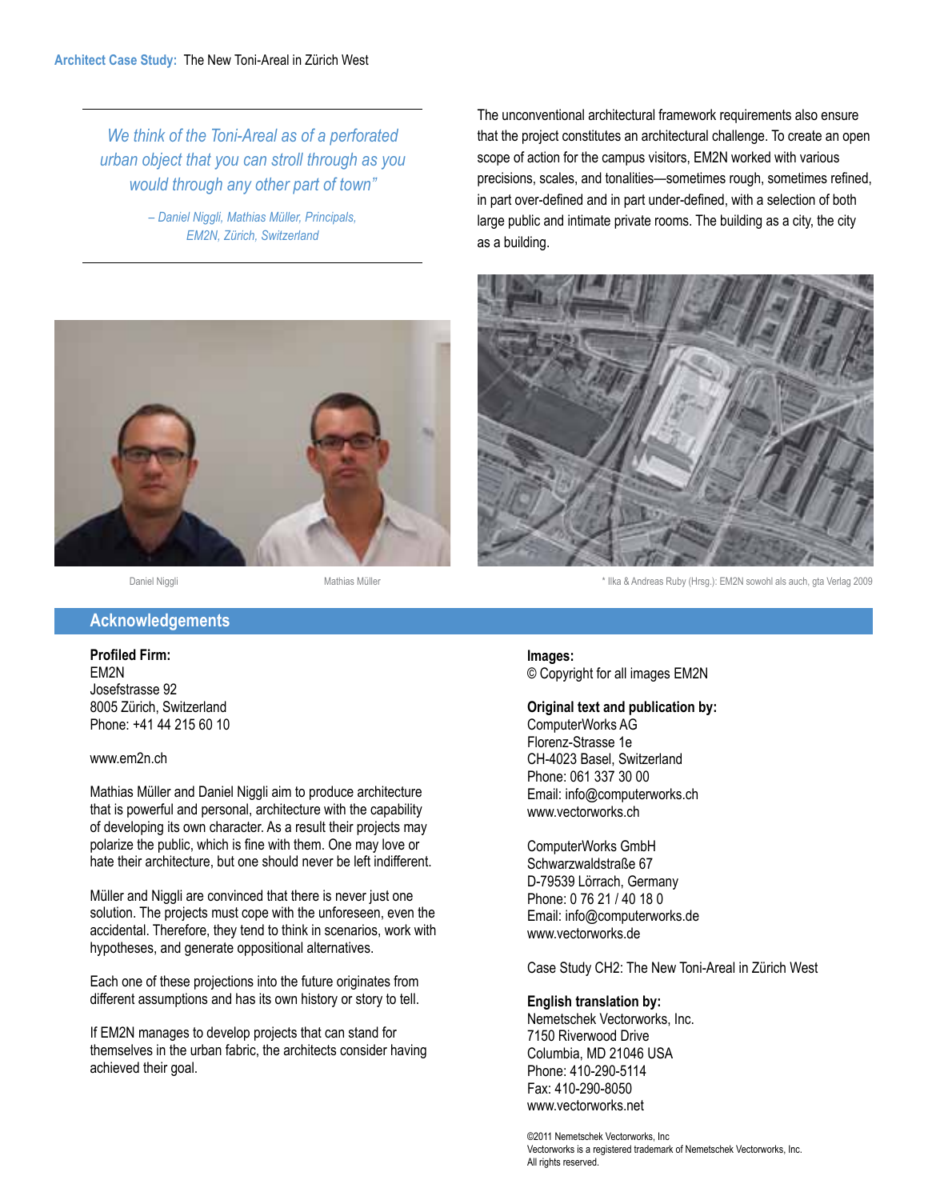> *We think of the Toni-Areal as of a perforated urban object that you can stroll through as you would through any other part of town"*
>
> *– Daniel Niggli, Mathias Müller, Principals, EM2N, Zürich, Switzerland*

The unconventional architectural framework requirements also ensure that the project constitutes an architectural challenge. To create an open scope of action for the campus visitors, EM2N worked with various precisions, scales, and tonalities—sometimes rough, sometimes refined, in part over-defined and in part under-defined, with a selection of both large public and intimate private rooms. The building as a city, the city as a building.

Daniel Niggli Mathias Müller

* Ilka & Andreas Ruby (Hrsg.): EM2N sowohl als auch, gta Verlag 2009

## Acknowledgements

**Profiled Firm:**
EM2N
Josefstrasse 92
8005 Zürich, Switzerland
Phone: +41 44 215 60 10

www.em2n.ch

Mathias Müller and Daniel Niggli aim to produce architecture that is powerful and personal, architecture with the capability of developing its own character. As a result their projects may polarize the public, which is fine with them. One may love or hate their architecture, but one should never be left indifferent.

Müller and Niggli are convinced that there is never just one solution. The projects must cope with the unforeseen, even the accidental. Therefore, they tend to think in scenarios, work with hypotheses, and generate oppositional alternatives.

Each one of these projections into the future originates from different assumptions and has its own history or story to tell.

If EM2N manages to develop projects that can stand for themselves in the urban fabric, the architects consider having achieved their goal.

**Images:**
© Copyright for all images EM2N

**Original text and publication by:**
ComputerWorks AG
Florenz-Strasse 1e
CH-4023 Basel, Switzerland
Phone: 061 337 30 00
Email: info@computerworks.ch
www.vectorworks.ch

ComputerWorks GmbH
Schwarzwaldstraße 67
D-79539 Lörrach, Germany
Phone: 0 76 21 / 40 18 0
Email: info@computerworks.de
www.vectorworks.de

Case Study CH2: The New Toni-Areal in Zürich West

**English translation by:**
Nemetschek Vectorworks, Inc.
7150 Riverwood Drive
Columbia, MD 21046 USA
Phone: 410-290-5114
Fax: 410-290-8050
www.vectorworks.net

©2011 Nemetschek Vectorworks, Inc
Vectorworks is a registered trademark of Nemetschek Vectorworks, Inc.
All rights reserved.